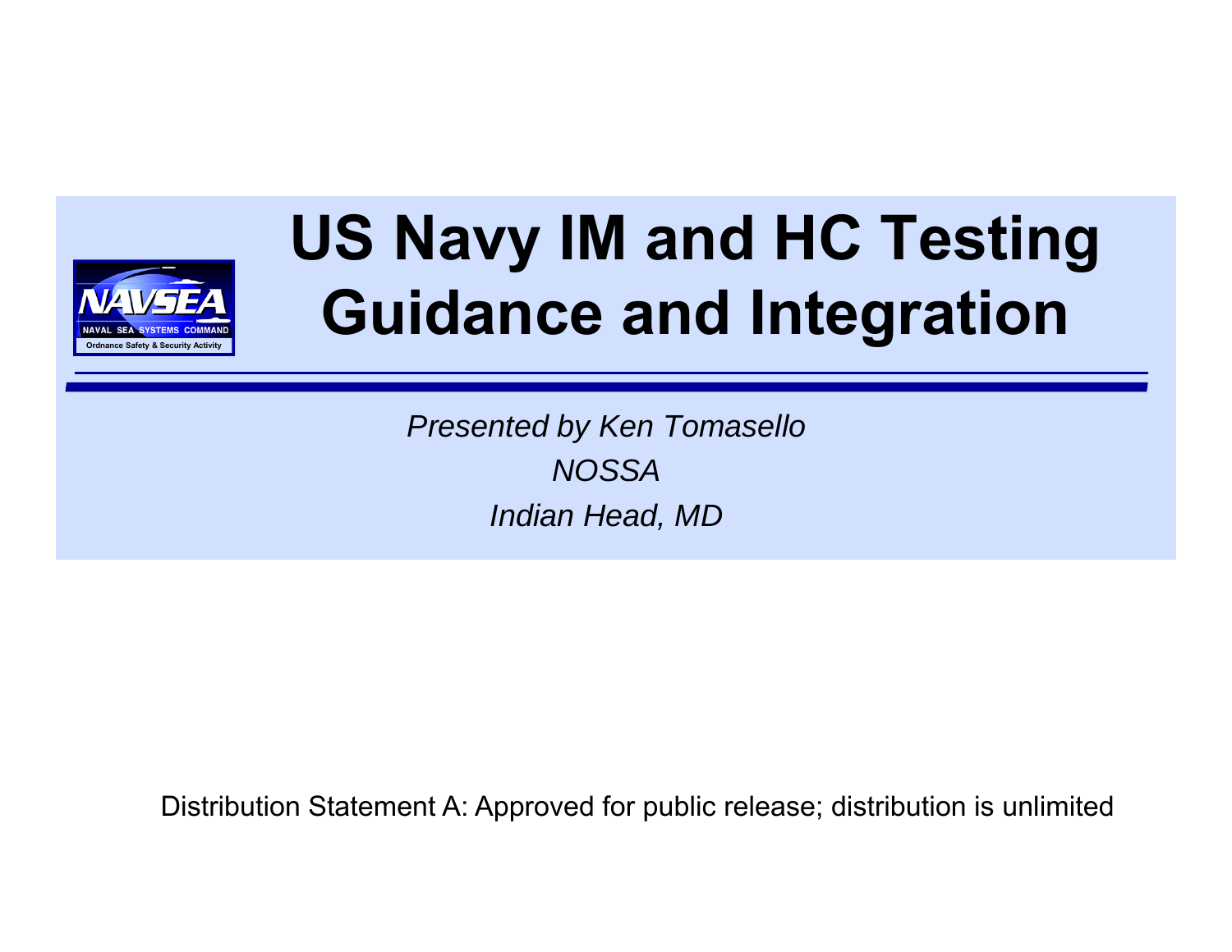# US Navy IM and HC Testing Guidance and Integration

NAVSEA
NAVAL SEA SYSTEMS COMMAND
Ordnance Safety & Security Activity

*Presented by Ken Tomasello*

*NOSSA*

*Indian Head, MD*

Distribution Statement A: Approved for public release; distribution is unlimited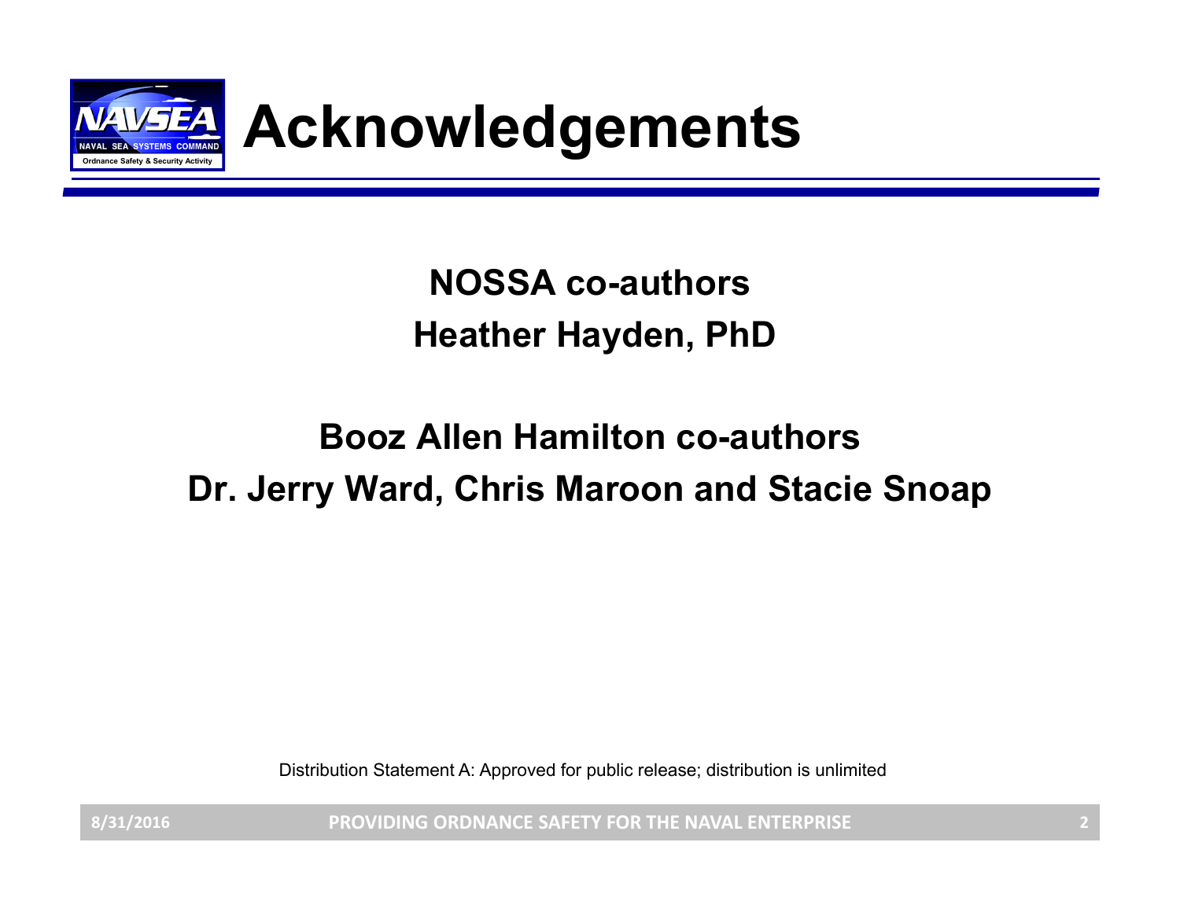# Acknowledgements

**NOSSA co-authors**

**Heather Hayden, PhD**

**Booz Allen Hamilton co-authors**

**Dr. Jerry Ward, Chris Maroon and Stacie Snoap**

Distribution Statement A: Approved for public release; distribution is unlimited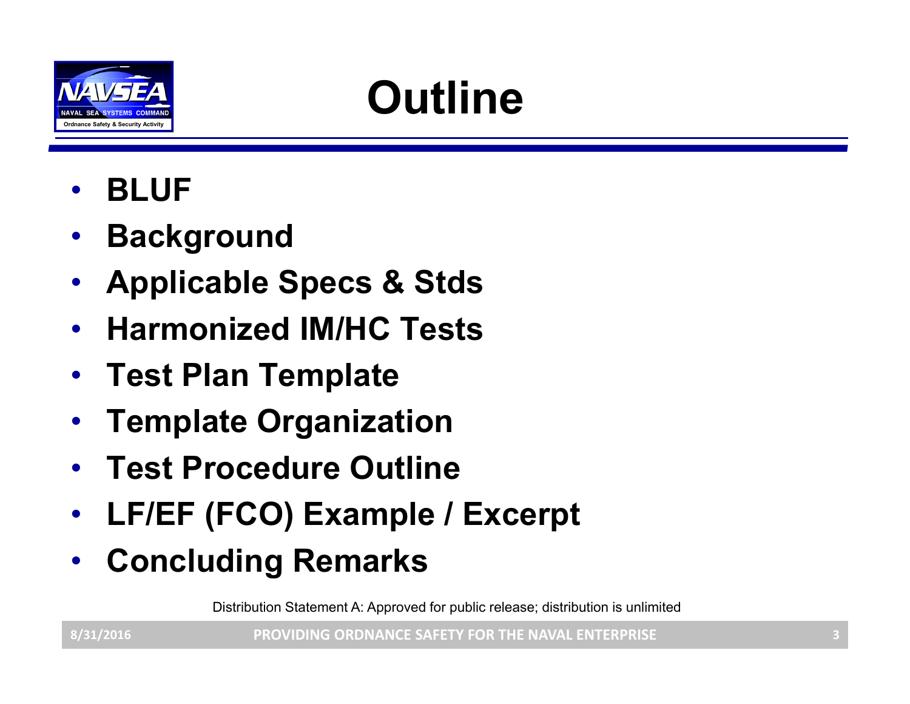# Outline

- **BLUF**
- **Background**
- **Applicable Specs & Stds**
- **Harmonized IM/HC Tests**
- **Test Plan Template**
- **Template Organization**
- **Test Procedure Outline**
- **LF/EF (FCO) Example / Excerpt**
- **Concluding Remarks**

Distribution Statement A: Approved for public release; distribution is unlimited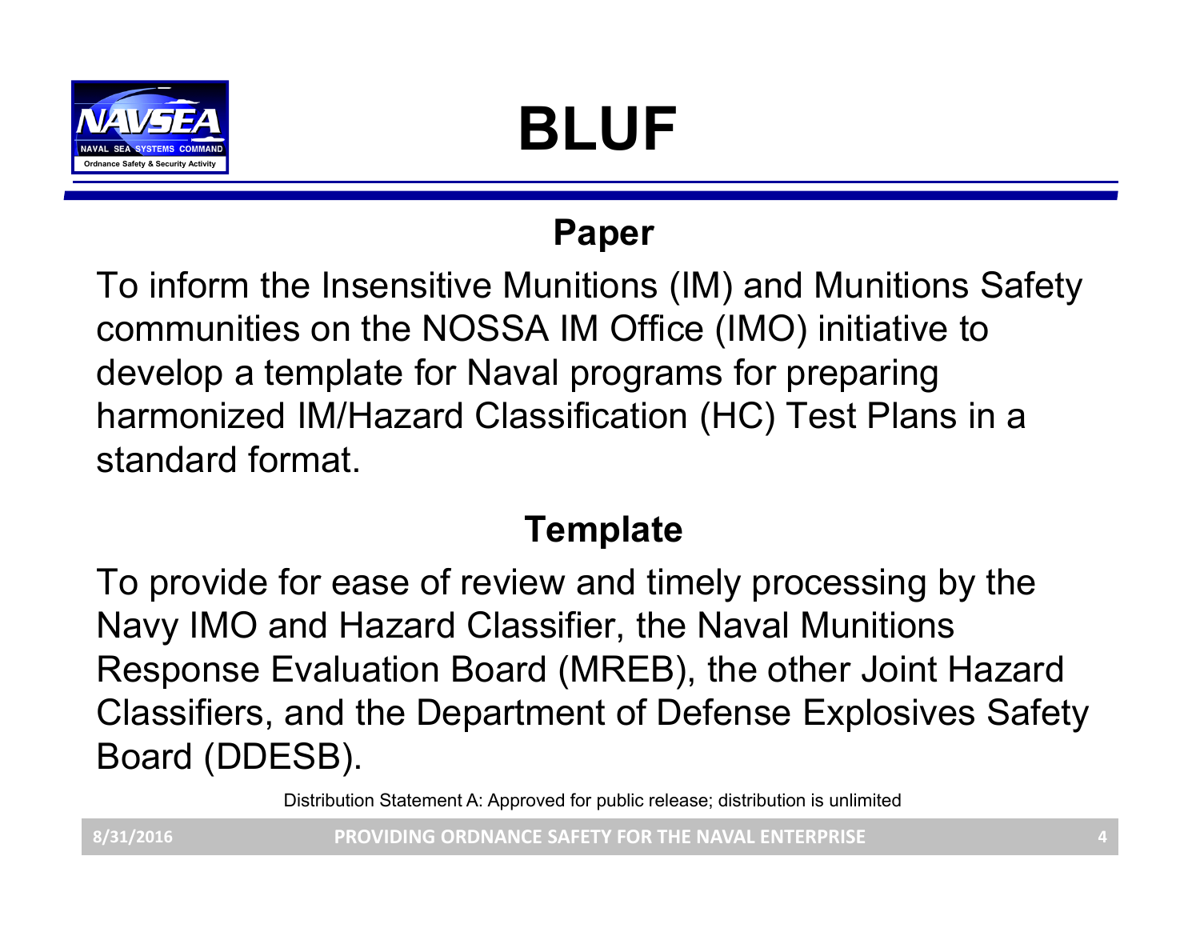# BLUF

## Paper

To inform the Insensitive Munitions (IM) and Munitions Safety communities on the NOSSA IM Office (IMO) initiative to develop a template for Naval programs for preparing harmonized IM/Hazard Classification (HC) Test Plans in a standard format.

## Template

To provide for ease of review and timely processing by the Navy IMO and Hazard Classifier, the Naval Munitions Response Evaluation Board (MREB), the other Joint Hazard Classifiers, and the Department of Defense Explosives Safety Board (DDESB).

Distribution Statement A: Approved for public release; distribution is unlimited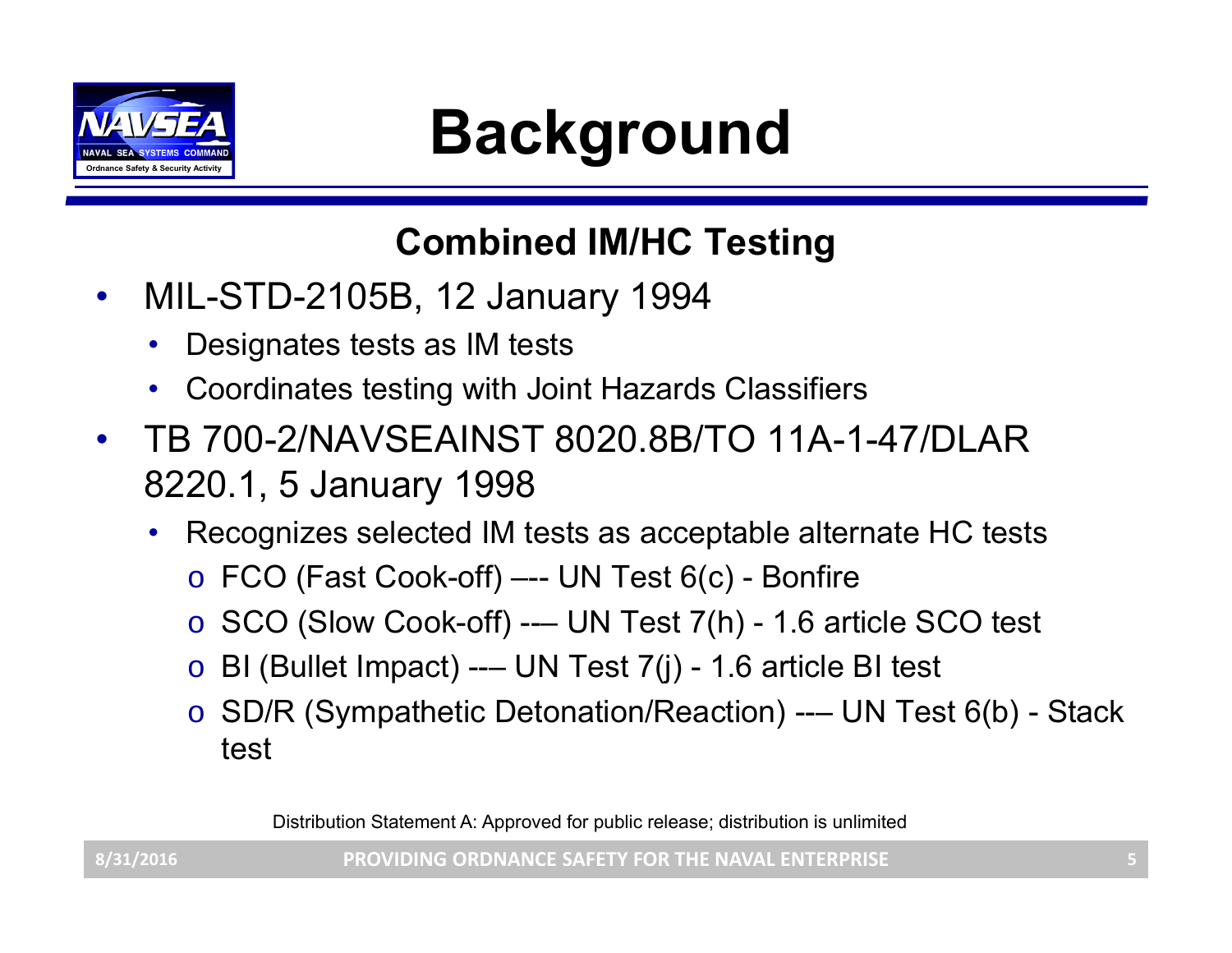# Background

## Combined IM/HC Testing

- MIL-STD-2105B, 12 January 1994
  - Designates tests as IM tests
  - Coordinates testing with Joint Hazards Classifiers
- TB 700-2/NAVSEAINST 8020.8B/TO 11A-1-47/DLAR 8220.1, 5 January 1998
  - Recognizes selected IM tests as acceptable alternate HC tests
    - FCO (Fast Cook-off) –-- UN Test 6(c) - Bonfire
    - SCO (Slow Cook-off) -–- UN Test 7(h) - 1.6 article SCO test
    - BI (Bullet Impact) --– UN Test 7(j) - 1.6 article BI test
    - SD/R (Sympathetic Detonation/Reaction) --– UN Test 6(b) - Stack test

Distribution Statement A: Approved for public release; distribution is unlimited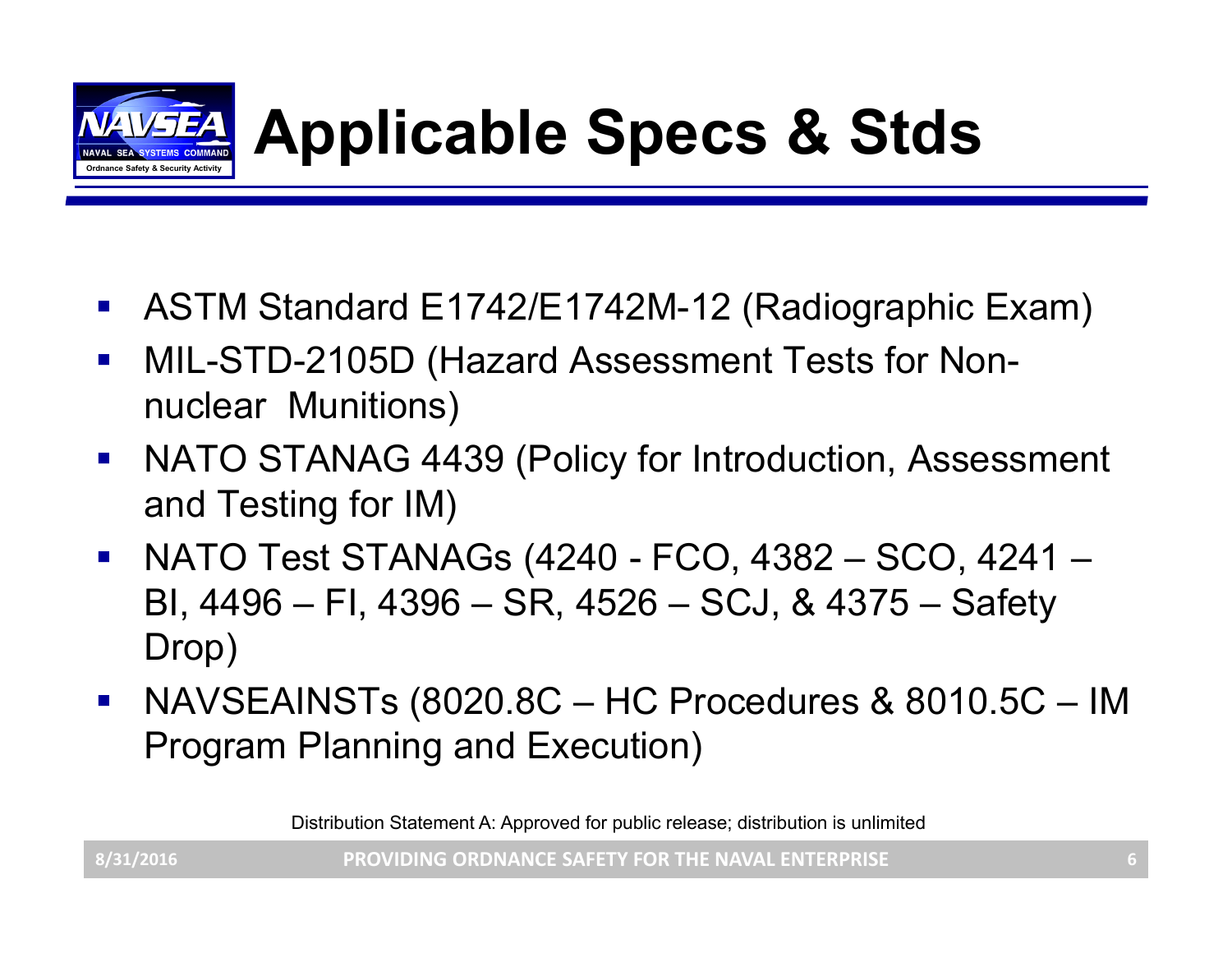# Applicable Specs & Stds

- ASTM Standard E1742/E1742M-12 (Radiographic Exam)
- MIL-STD-2105D (Hazard Assessment Tests for Non-nuclear Munitions)
- NATO STANAG 4439 (Policy for Introduction, Assessment and Testing for IM)
- NATO Test STANAGs (4240 - FCO, 4382 – SCO, 4241 – BI, 4496 – FI, 4396 – SR, 4526 – SCJ, & 4375 – Safety Drop)
- NAVSEAINSTs (8020.8C – HC Procedures & 8010.5C – IM Program Planning and Execution)

Distribution Statement A: Approved for public release; distribution is unlimited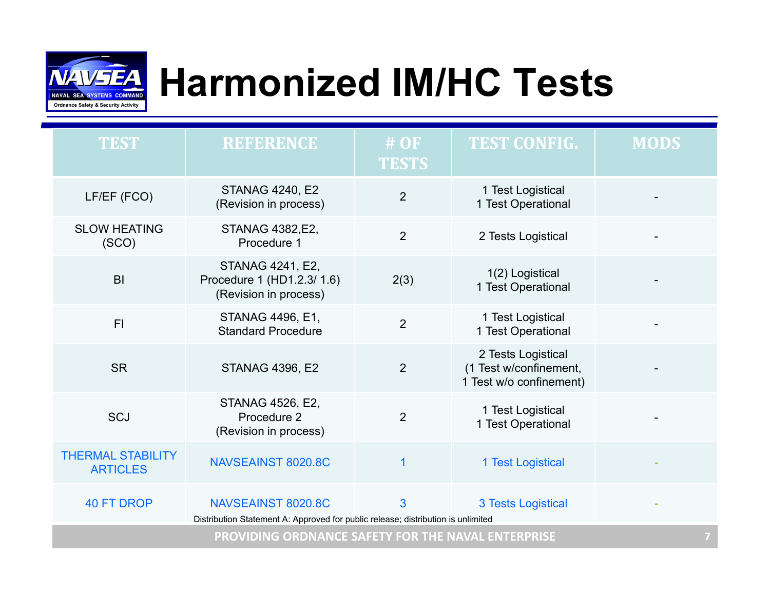# Harmonized IM/HC Tests

| TEST | REFERENCE | # OF TESTS | TEST CONFIG. | MODS |
|---|---|---|---|---|
| LF/EF (FCO) | STANAG 4240, E2 (Revision in process) | 2 | 1 Test Logistical<br>1 Test Operational | - |
| SLOW HEATING (SCO) | STANAG 4382,E2, Procedure 1 | 2 | 2 Tests Logistical | - |
| BI | STANAG 4241, E2, Procedure 1 (HD1.2.3/ 1.6) (Revision in process) | 2(3) | 1(2) Logistical<br>1 Test Operational | - |
| FI | STANAG 4496, E1, Standard Procedure | 2 | 1 Test Logistical<br>1 Test Operational | - |
| SR | STANAG 4396, E2 | 2 | 2 Tests Logistical<br>(1 Test w/confinement, 1 Test w/o confinement) | - |
| SCJ | STANAG 4526, E2, Procedure 2 (Revision in process) | 2 | 1 Test Logistical<br>1 Test Operational | - |
| THERMAL STABILITY ARTICLES | NAVSEAINST 8020.8C | 1 | 1 Test Logistical | - |
| 40 FT DROP | NAVSEAINST 8020.8C | 3 | 3 Tests Logistical | - |

Distribution Statement A: Approved for public release; distribution is unlimited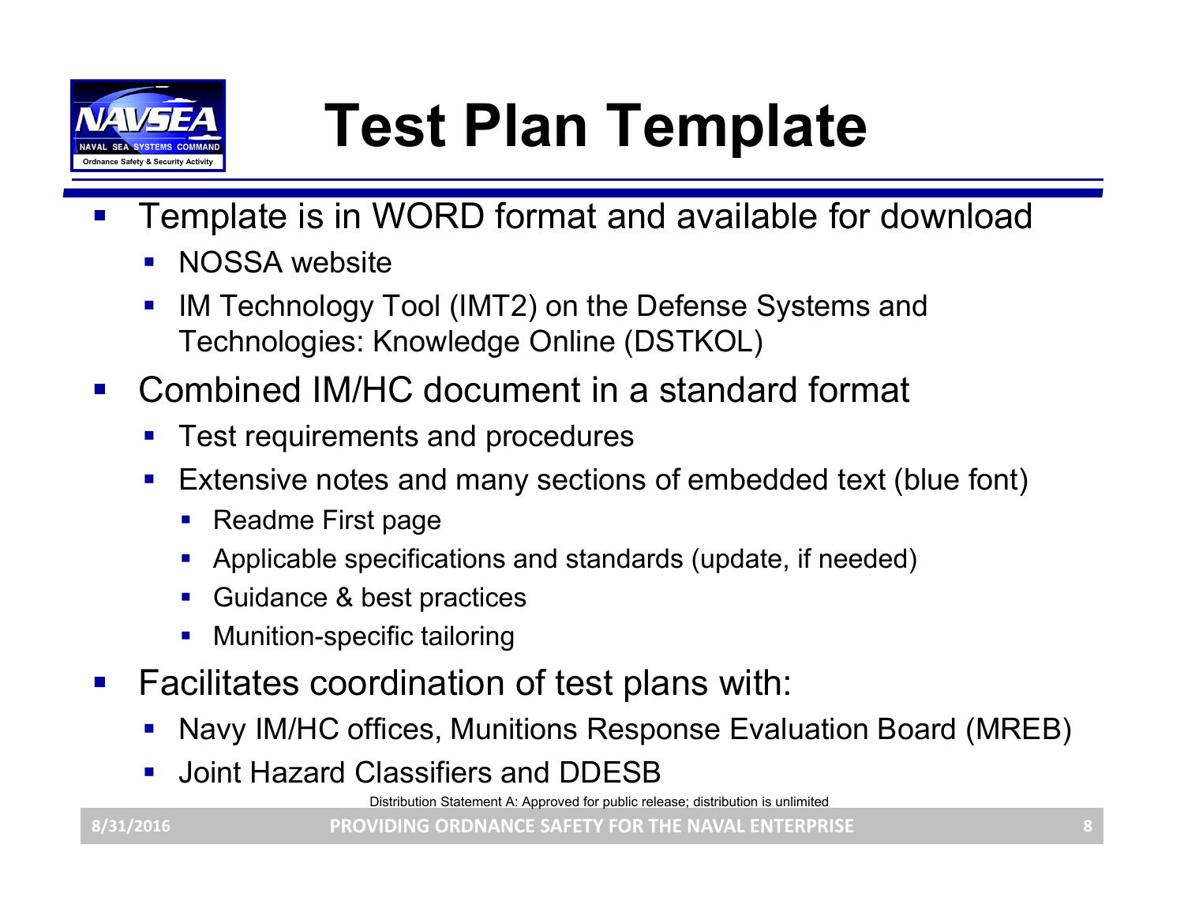# Test Plan Template

- Template is in WORD format and available for download
  - NOSSA website
  - IM Technology Tool (IMT2) on the Defense Systems and Technologies: Knowledge Online (DSTKOL)
- Combined IM/HC document in a standard format
  - Test requirements and procedures
  - Extensive notes and many sections of embedded text (blue font)
    - Readme First page
    - Applicable specifications and standards (update, if needed)
    - Guidance & best practices
    - Munition-specific tailoring
- Facilitates coordination of test plans with:
  - Navy IM/HC offices, Munitions Response Evaluation Board (MREB)
  - Joint Hazard Classifiers and DDESB

Distribution Statement A: Approved for public release; distribution is unlimited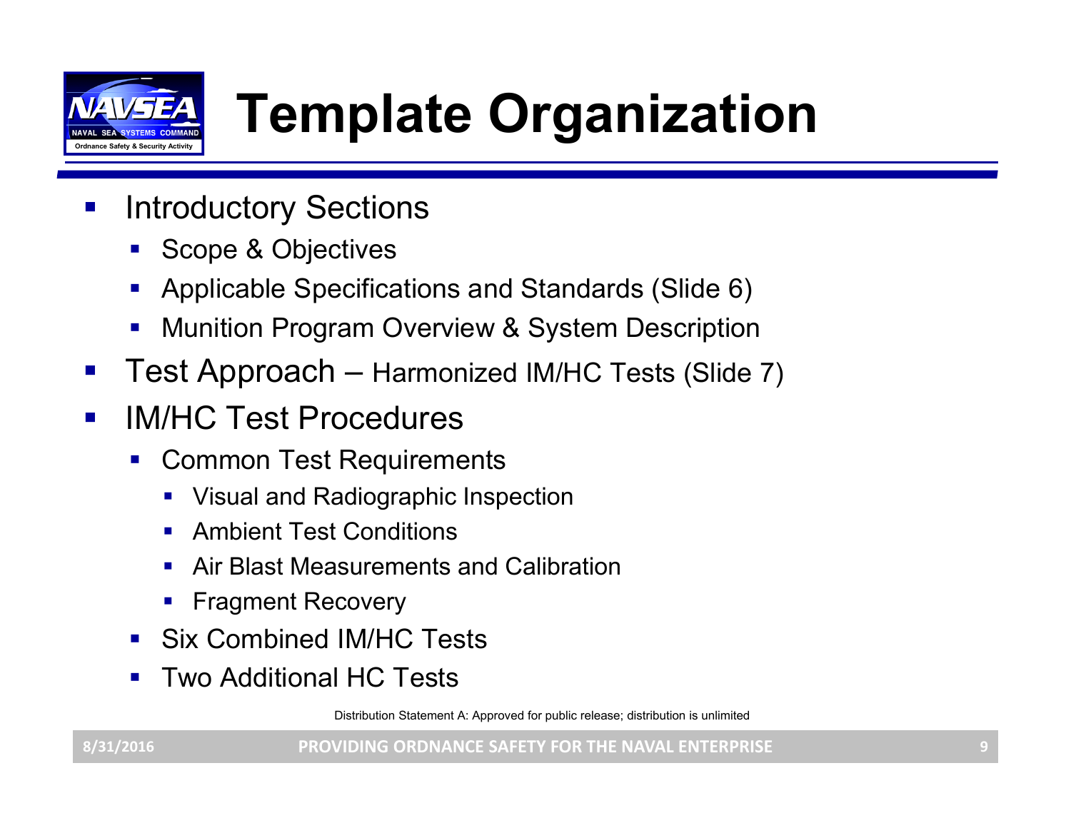# Template Organization

- Introductory Sections
  - Scope & Objectives
  - Applicable Specifications and Standards (Slide 6)
  - Munition Program Overview & System Description
- Test Approach – Harmonized IM/HC Tests (Slide 7)
- IM/HC Test Procedures
  - Common Test Requirements
    - Visual and Radiographic Inspection
    - Ambient Test Conditions
    - Air Blast Measurements and Calibration
    - Fragment Recovery
  - Six Combined IM/HC Tests
  - Two Additional HC Tests

Distribution Statement A: Approved for public release; distribution is unlimited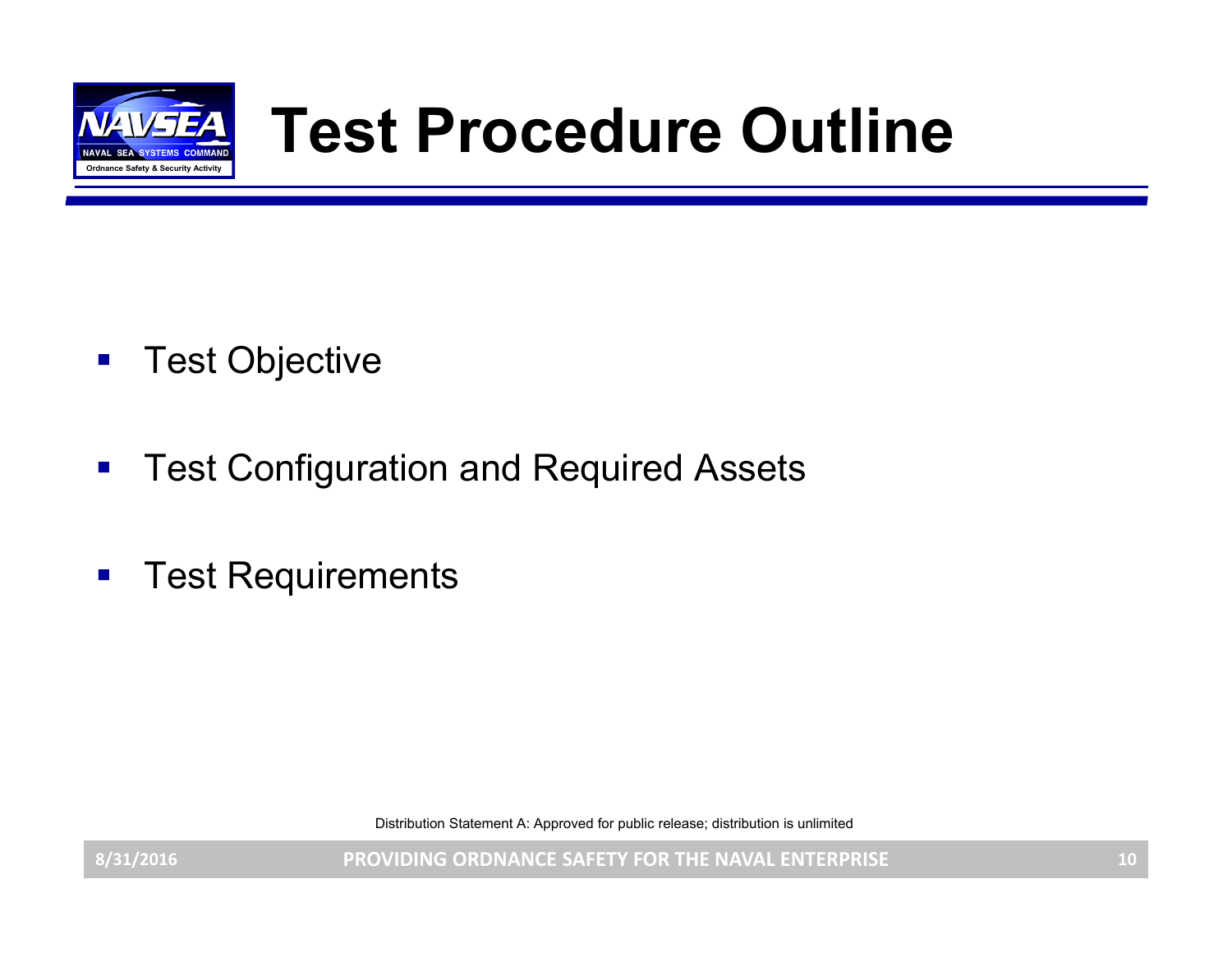# Test Procedure Outline

- Test Objective
- Test Configuration and Required Assets
- Test Requirements

Distribution Statement A: Approved for public release; distribution is unlimited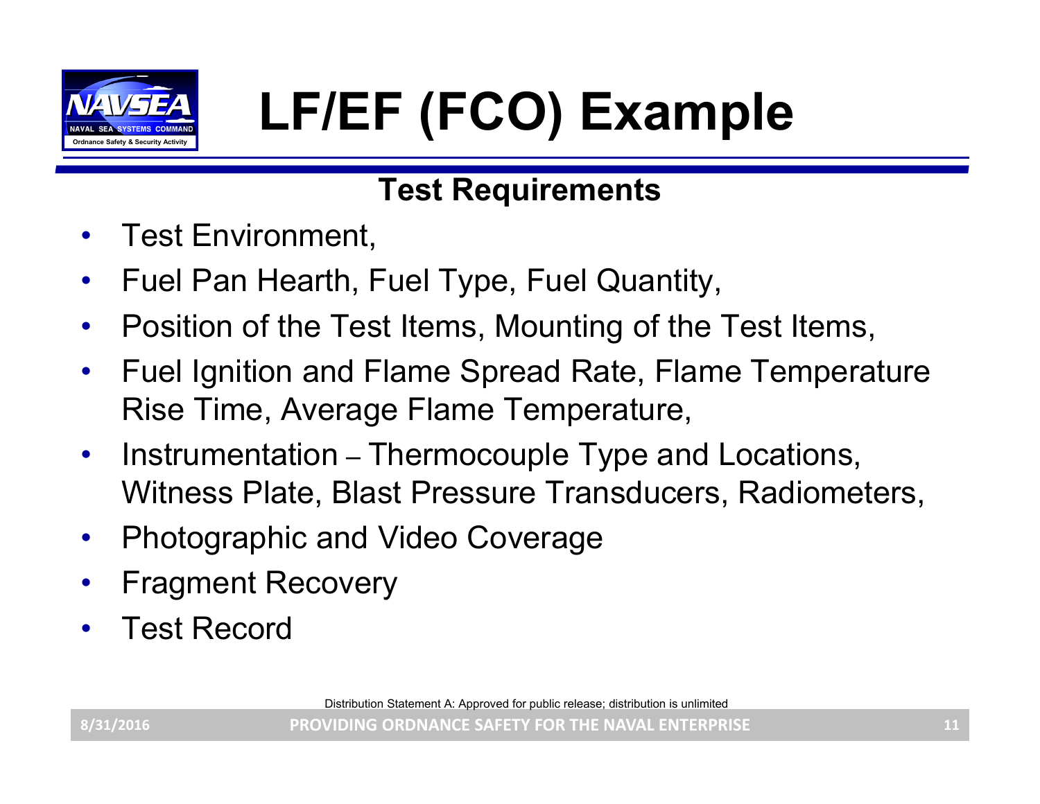# LF/EF (FCO) Example

## Test Requirements

- Test Environment,
- Fuel Pan Hearth, Fuel Type, Fuel Quantity,
- Position of the Test Items, Mounting of the Test Items,
- Fuel Ignition and Flame Spread Rate, Flame Temperature Rise Time, Average Flame Temperature,
- Instrumentation – Thermocouple Type and Locations, Witness Plate, Blast Pressure Transducers, Radiometers,
- Photographic and Video Coverage
- Fragment Recovery
- Test Record

Distribution Statement A: Approved for public release; distribution is unlimited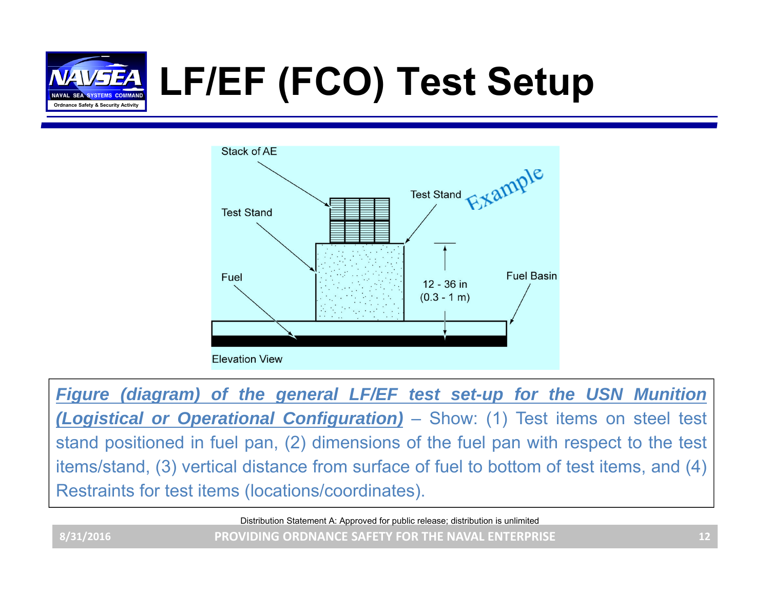# LF/EF (FCO) Test Setup

Stack of AE

Test Stand

Test Stand

Example

Fuel

12 - 36 in
(0.3 - 1 m)

Fuel Basin

Elevation View

***Figure (diagram) of the general LF/EF test set-up for the USN Munition (Logistical or Operational Configuration)*** – Show: (1) Test items on steel test stand positioned in fuel pan, (2) dimensions of the fuel pan with respect to the test items/stand, (3) vertical distance from surface of fuel to bottom of test items, and (4) Restraints for test items (locations/coordinates).

Distribution Statement A: Approved for public release; distribution is unlimited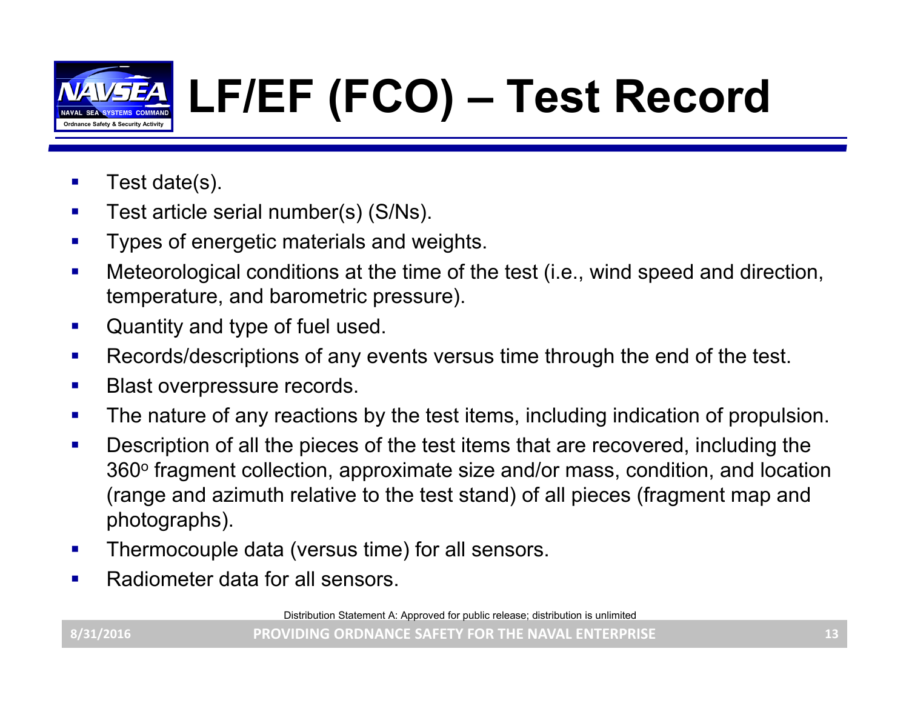# LF/EF (FCO) – Test Record

- Test date(s).
- Test article serial number(s) (S/Ns).
- Types of energetic materials and weights.
- Meteorological conditions at the time of the test (i.e., wind speed and direction, temperature, and barometric pressure).
- Quantity and type of fuel used.
- Records/descriptions of any events versus time through the end of the test.
- Blast overpressure records.
- The nature of any reactions by the test items, including indication of propulsion.
- Description of all the pieces of the test items that are recovered, including the 360$^o$ fragment collection, approximate size and/or mass, condition, and location (range and azimuth relative to the test stand) of all pieces (fragment map and photographs).
- Thermocouple data (versus time) for all sensors.
- Radiometer data for all sensors.

Distribution Statement A: Approved for public release; distribution is unlimited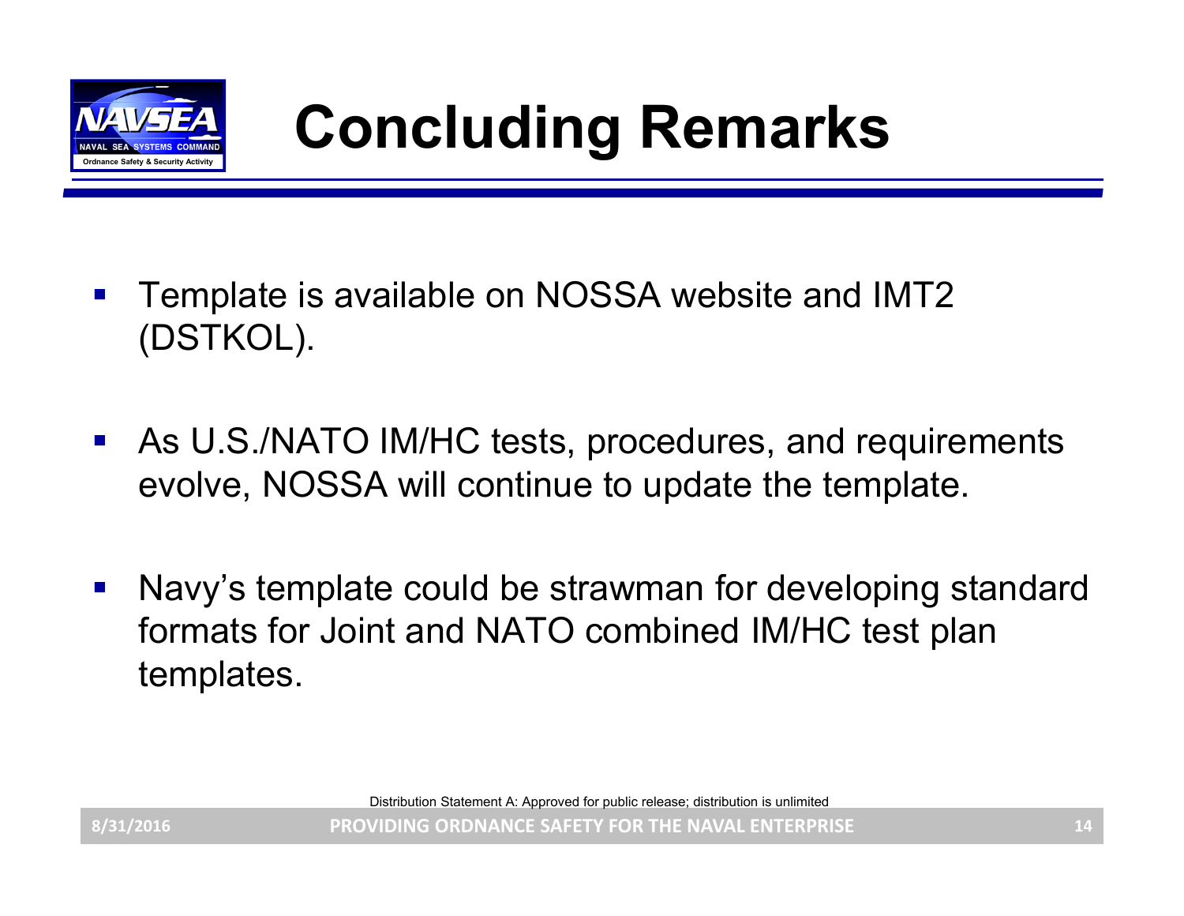# Concluding Remarks

- Template is available on NOSSA website and IMT2 (DSTKOL).
- As U.S./NATO IM/HC tests, procedures, and requirements evolve, NOSSA will continue to update the template.
- Navy's template could be strawman for developing standard formats for Joint and NATO combined IM/HC test plan templates.

Distribution Statement A: Approved for public release; distribution is unlimited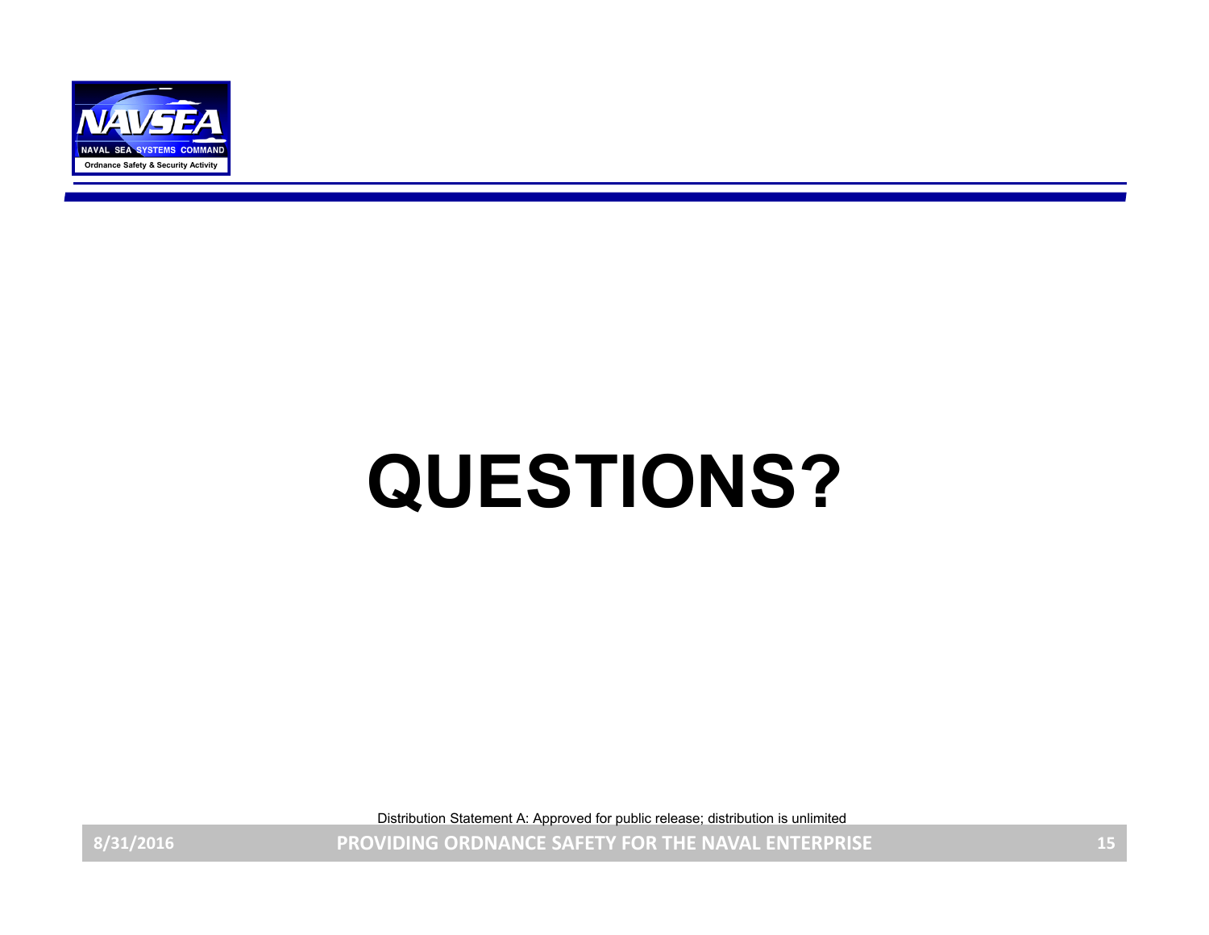# QUESTIONS?

Distribution Statement A: Approved for public release; distribution is unlimited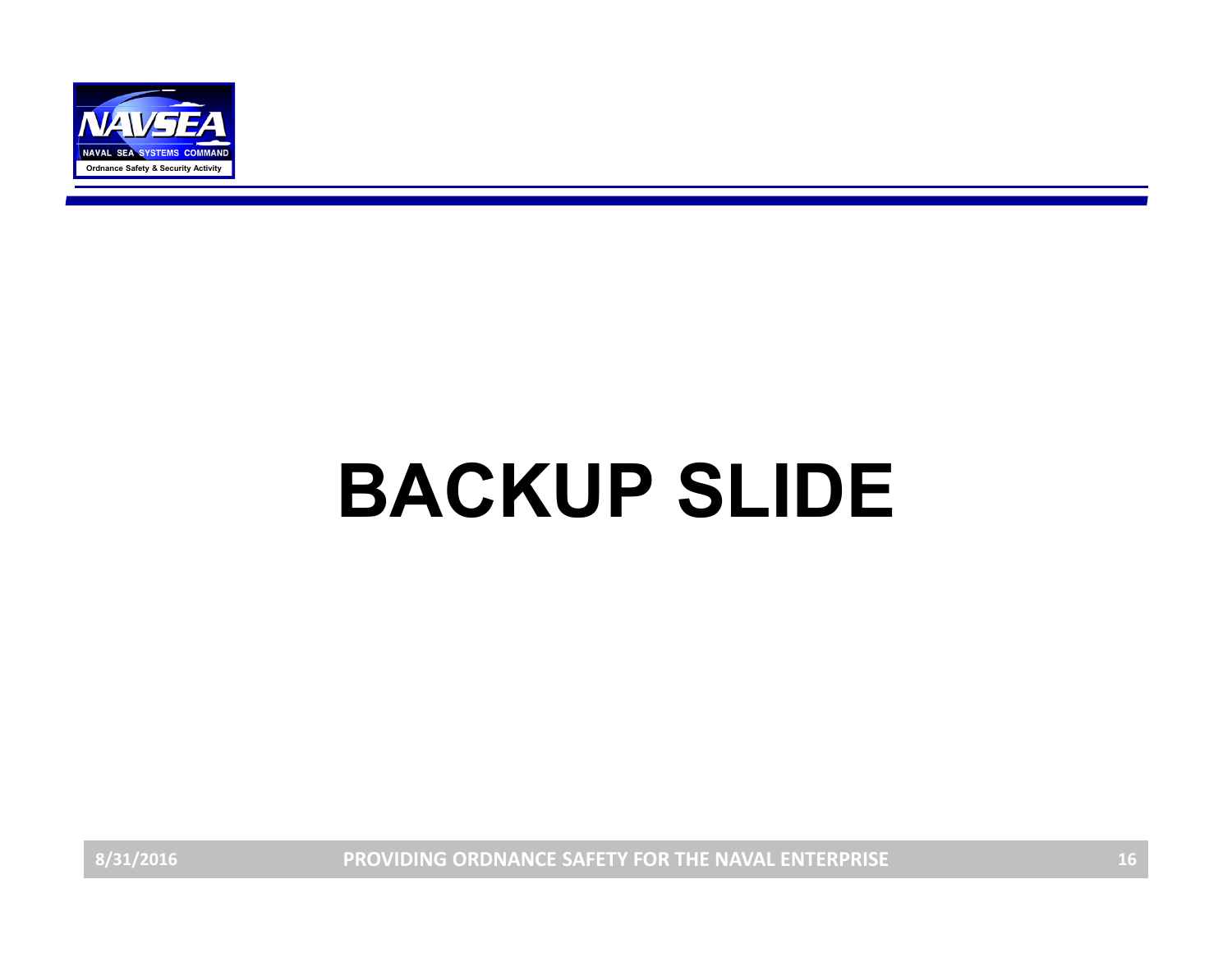# BACKUP SLIDE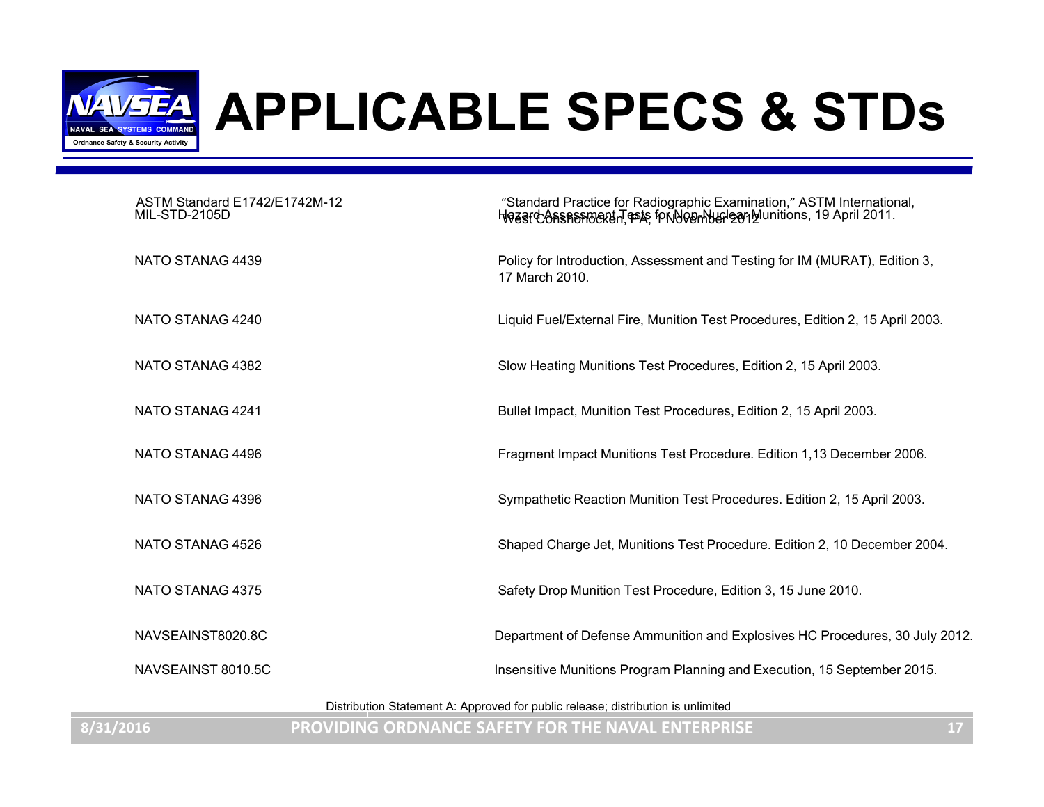# APPLICABLE SPECS & STDs

| | |
|---|---|
| ASTM Standard E1742/E1742M-12 | "Standard Practice for Radiographic Examination," ASTM International, West Conshohocken, PA, 1 November 2012 |
| MIL-STD-2105D | Hazard Assessment Tests for Non-Nuclear Munitions, 19 April 2011. |
| NATO STANAG 4439 | Policy for Introduction, Assessment and Testing for IM (MURAT), Edition 3, 17 March 2010. |
| NATO STANAG 4240 | Liquid Fuel/External Fire, Munition Test Procedures, Edition 2, 15 April 2003. |
| NATO STANAG 4382 | Slow Heating Munitions Test Procedures, Edition 2, 15 April 2003. |
| NATO STANAG 4241 | Bullet Impact, Munition Test Procedures, Edition 2, 15 April 2003. |
| NATO STANAG 4496 | Fragment Impact Munitions Test Procedure. Edition 1,13 December 2006. |
| NATO STANAG 4396 | Sympathetic Reaction Munition Test Procedures. Edition 2, 15 April 2003. |
| NATO STANAG 4526 | Shaped Charge Jet, Munitions Test Procedure. Edition 2, 10 December 2004. |
| NATO STANAG 4375 | Safety Drop Munition Test Procedure, Edition 3, 15 June 2010. |
| NAVSEAINST8020.8C | Department of Defense Ammunition and Explosives HC Procedures, 30 July 2012. |
| NAVSEAINST 8010.5C | Insensitive Munitions Program Planning and Execution, 15 September 2015. |

Distribution Statement A: Approved for public release; distribution is unlimited